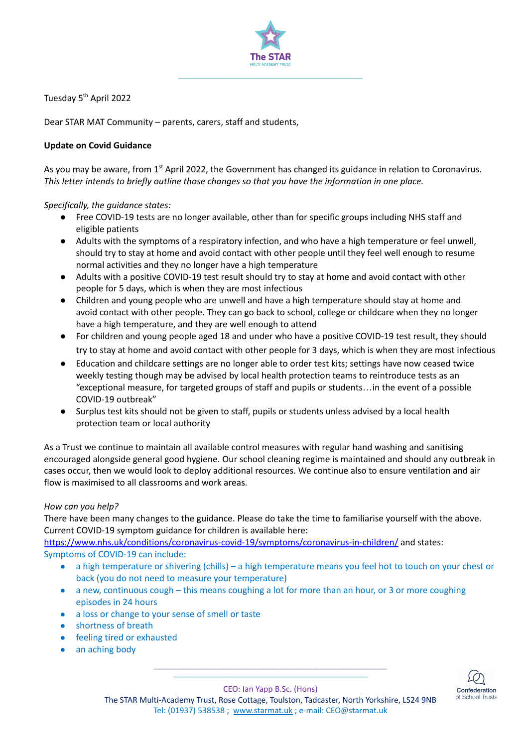Tuesday 5th April 2022

Dear STAR MAT Community – parents, carers, staff and students,

**Update on Covid Guidance**

As you may be aware, from 1st April 2022, the Government has changed its guidance in relation to Coronavirus. *This letter intends to briefly outline those changes so that you have the information in one place.*

*Specifically, the guidance states:*

- Free COVID-19 tests are no longer available, other than for specific groups including NHS staff and eligible patients
- Adults with the symptoms of a respiratory infection, and who have a high temperature or feel unwell, should try to stay at home and avoid contact with other people until they feel well enough to resume normal activities and they no longer have a high temperature
- Adults with a positive COVID-19 test result should try to stay at home and avoid contact with other people for 5 days, which is when they are most infectious
- Children and young people who are unwell and have a high temperature should stay at home and avoid contact with other people. They can go back to school, college or childcare when they no longer have a high temperature, and they are well enough to attend
- For children and young people aged 18 and under who have a positive COVID-19 test result, they should try to stay at home and avoid contact with other people for 3 days, which is when they are most infectious
- Education and childcare settings are no longer able to order test kits; settings have now ceased twice weekly testing though may be advised by local health protection teams to reintroduce tests as an "exceptional measure, for targeted groups of staff and pupils or students…in the event of a possible COVID-19 outbreak"
- Surplus test kits should not be given to staff, pupils or students unless advised by a local health protection team or local authority

As a Trust we continue to maintain all available control measures with regular hand washing and sanitising encouraged alongside general good hygiene. Our school cleaning regime is maintained and should any outbreak in cases occur, then we would look to deploy additional resources. We continue also to ensure ventilation and air flow is maximised to all classrooms and work areas.

*How can you help?*

There have been many changes to the guidance. Please do take the time to familiarise yourself with the above. Current COVID-19 symptom guidance for children is available here: https://www.nhs.uk/conditions/coronavirus-covid-19/symptoms/coronavirus-in-children/ and states:

Symptoms of COVID-19 can include:

- a high temperature or shivering (chills) – a high temperature means you feel hot to touch on your chest or back (you do not need to measure your temperature)
- a new, continuous cough – this means coughing a lot for more than an hour, or 3 or more coughing episodes in 24 hours
- a loss or change to your sense of smell or taste
- shortness of breath
- feeling tired or exhausted
- an aching body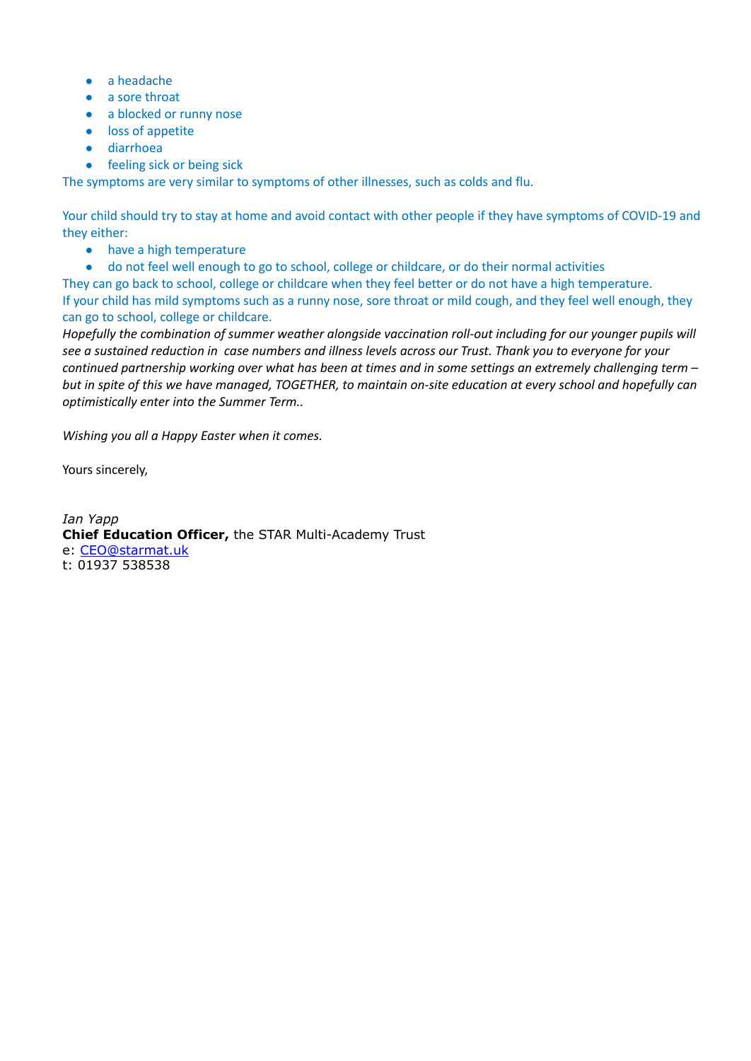- a headache
- a sore throat
- a blocked or runny nose
- loss of appetite
- diarrhoea
- feeling sick or being sick

The symptoms are very similar to symptoms of other illnesses, such as colds and flu.

Your child should try to stay at home and avoid contact with other people if they have symptoms of COVID-19 and they either:

- have a high temperature
- do not feel well enough to go to school, college or childcare, or do their normal activities

They can go back to school, college or childcare when they feel better or do not have a high temperature.
If your child has mild symptoms such as a runny nose, sore throat or mild cough, and they feel well enough, they can go to school, college or childcare.

*Hopefully the combination of summer weather alongside vaccination roll-out including for our younger pupils will see a sustained reduction in case numbers and illness levels across our Trust. Thank you to everyone for your continued partnership working over what has been at times and in some settings an extremely challenging term – but in spite of this we have managed, TOGETHER, to maintain on-site education at every school and hopefully can optimistically enter into the Summer Term..*

*Wishing you all a Happy Easter when it comes.*

Yours sincerely,

*Ian Yapp*
**Chief Education Officer,** the STAR Multi-Academy Trust
e: CEO@starmat.uk
t: 01937 538538